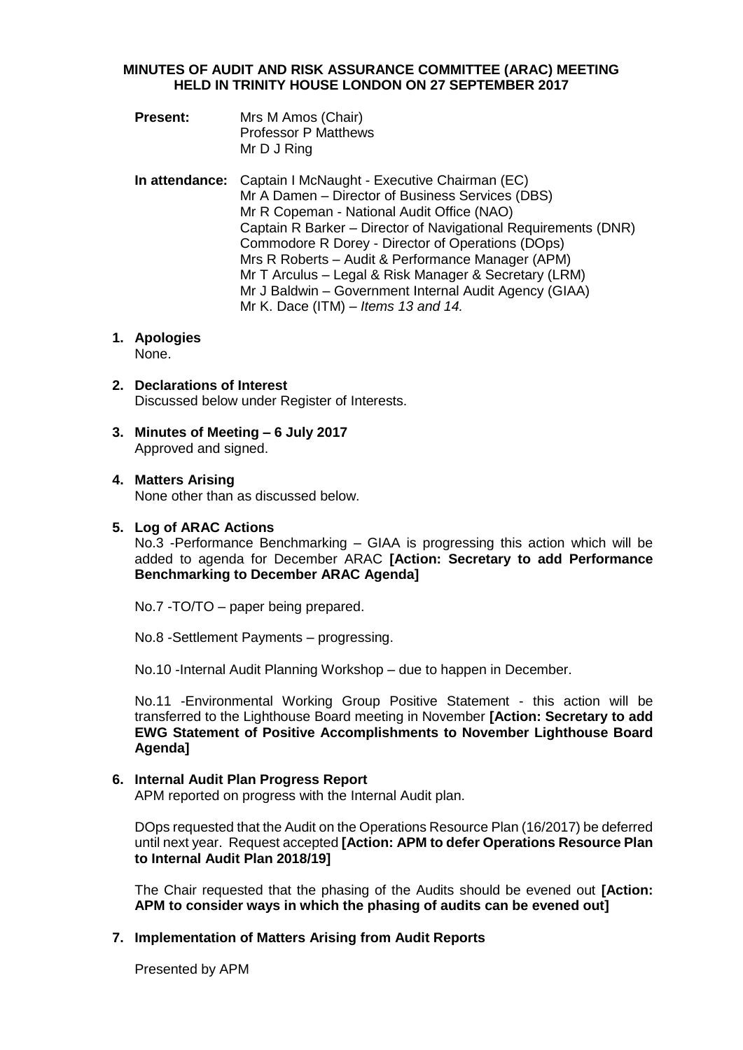**MINUTES OF AUDIT AND RISK ASSURANCE COMMITTEE (ARAC) MEETING HELD IN TRINITY HOUSE LONDON ON 27 SEPTEMBER 2017**

**Present:** Mrs M Amos (Chair)
Professor P Matthews
Mr D J Ring

**In attendance:** Captain I McNaught - Executive Chairman (EC)
Mr A Damen – Director of Business Services (DBS)
Mr R Copeman - National Audit Office (NAO)
Captain R Barker – Director of Navigational Requirements (DNR)
Commodore R Dorey - Director of Operations (DOps)
Mrs R Roberts – Audit & Performance Manager (APM)
Mr T Arculus – Legal & Risk Manager & Secretary (LRM)
Mr J Baldwin – Government Internal Audit Agency (GIAA)
Mr K. Dace (ITM) – *Items 13 and 14.*

**1. Apologies**
None.

**2. Declarations of Interest**
Discussed below under Register of Interests.

**3. Minutes of Meeting – 6 July 2017**
Approved and signed.

**4. Matters Arising**
None other than as discussed below.

**5. Log of ARAC Actions**
No.3 -Performance Benchmarking – GIAA is progressing this action which will be added to agenda for December ARAC **[Action: Secretary to add Performance Benchmarking to December ARAC Agenda]**

No.7 -TO/TO – paper being prepared.

No.8 -Settlement Payments – progressing.

No.10 -Internal Audit Planning Workshop – due to happen in December.

No.11 -Environmental Working Group Positive Statement - this action will be transferred to the Lighthouse Board meeting in November **[Action: Secretary to add EWG Statement of Positive Accomplishments to November Lighthouse Board Agenda]**

**6. Internal Audit Plan Progress Report**
APM reported on progress with the Internal Audit plan.

DOps requested that the Audit on the Operations Resource Plan (16/2017) be deferred until next year. Request accepted **[Action: APM to defer Operations Resource Plan to Internal Audit Plan 2018/19]**

The Chair requested that the phasing of the Audits should be evened out **[Action: APM to consider ways in which the phasing of audits can be evened out]**

**7. Implementation of Matters Arising from Audit Reports**

Presented by APM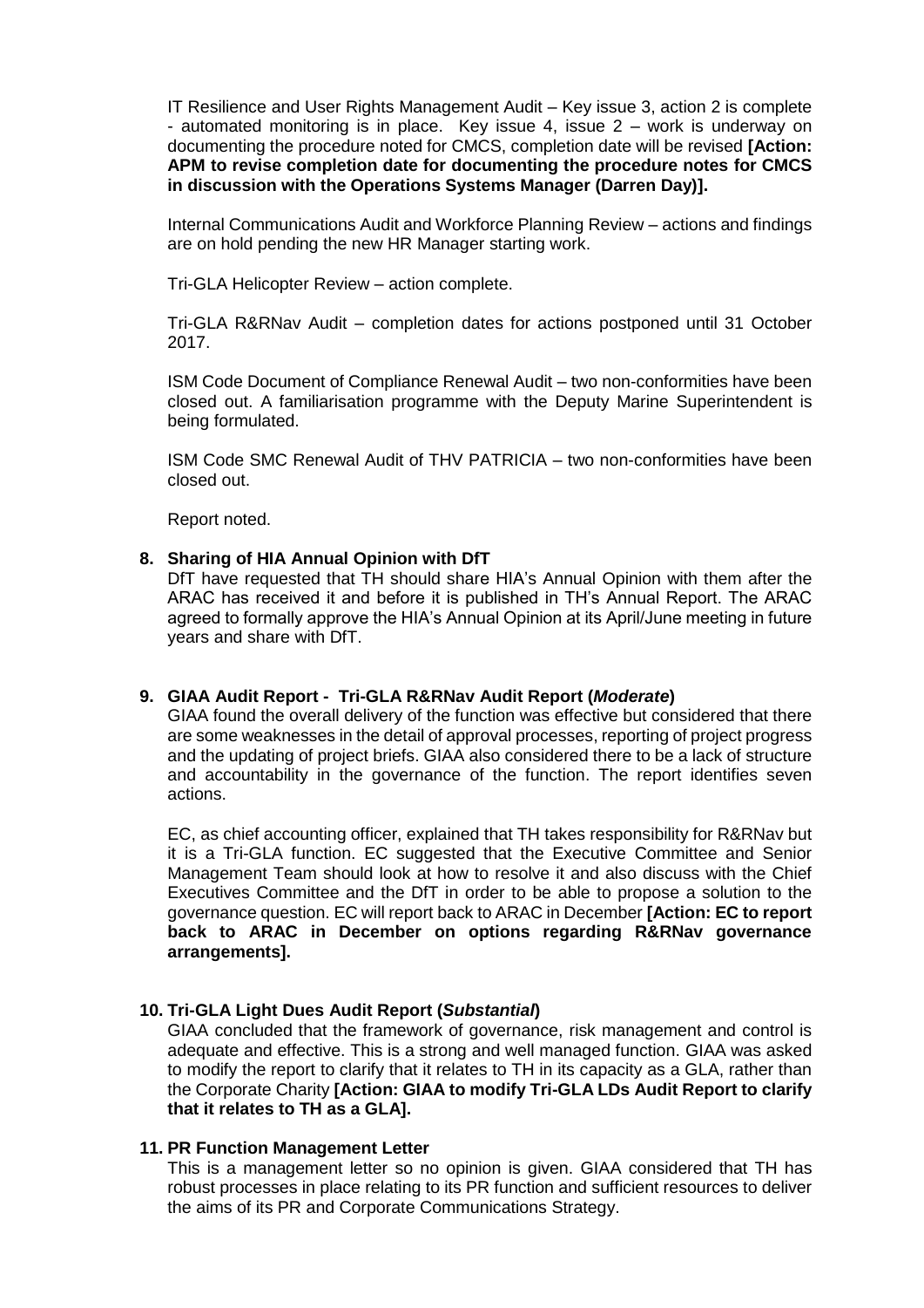IT Resilience and User Rights Management Audit – Key issue 3, action 2 is complete - automated monitoring is in place. Key issue 4, issue 2 – work is underway on documenting the procedure noted for CMCS, completion date will be revised **[Action: APM to revise completion date for documenting the procedure notes for CMCS in discussion with the Operations Systems Manager (Darren Day)].**

Internal Communications Audit and Workforce Planning Review – actions and findings are on hold pending the new HR Manager starting work.

Tri-GLA Helicopter Review – action complete.

Tri-GLA R&RNav Audit – completion dates for actions postponed until 31 October 2017.

ISM Code Document of Compliance Renewal Audit – two non-conformities have been closed out. A familiarisation programme with the Deputy Marine Superintendent is being formulated.

ISM Code SMC Renewal Audit of THV PATRICIA – two non-conformities have been closed out.

Report noted.

**8. Sharing of HIA Annual Opinion with DfT**

DfT have requested that TH should share HIA's Annual Opinion with them after the ARAC has received it and before it is published in TH's Annual Report. The ARAC agreed to formally approve the HIA's Annual Opinion at its April/June meeting in future years and share with DfT.

**9. GIAA Audit Report - Tri-GLA R&RNav Audit Report (*Moderate*)**

GIAA found the overall delivery of the function was effective but considered that there are some weaknesses in the detail of approval processes, reporting of project progress and the updating of project briefs. GIAA also considered there to be a lack of structure and accountability in the governance of the function. The report identifies seven actions.

EC, as chief accounting officer, explained that TH takes responsibility for R&RNav but it is a Tri-GLA function. EC suggested that the Executive Committee and Senior Management Team should look at how to resolve it and also discuss with the Chief Executives Committee and the DfT in order to be able to propose a solution to the governance question. EC will report back to ARAC in December **[Action: EC to report back to ARAC in December on options regarding R&RNav governance arrangements].**

**10. Tri-GLA Light Dues Audit Report (*Substantial*)**

GIAA concluded that the framework of governance, risk management and control is adequate and effective. This is a strong and well managed function. GIAA was asked to modify the report to clarify that it relates to TH in its capacity as a GLA, rather than the Corporate Charity **[Action: GIAA to modify Tri-GLA LDs Audit Report to clarify that it relates to TH as a GLA].**

**11. PR Function Management Letter**

This is a management letter so no opinion is given. GIAA considered that TH has robust processes in place relating to its PR function and sufficient resources to deliver the aims of its PR and Corporate Communications Strategy.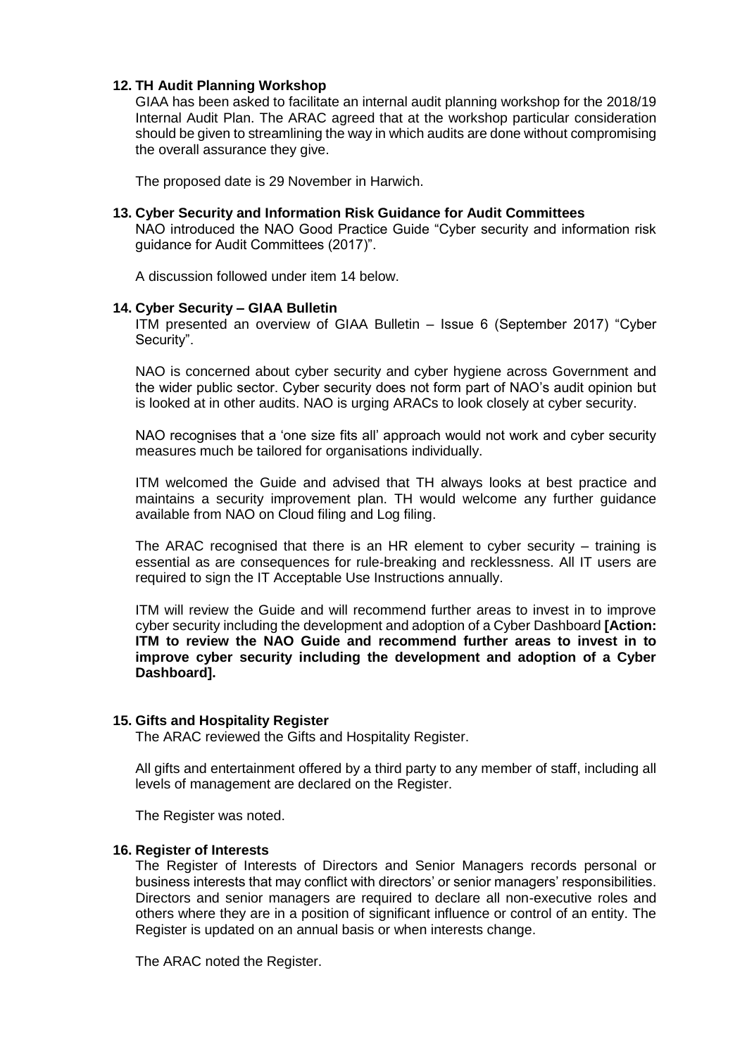## 12. TH Audit Planning Workshop

GIAA has been asked to facilitate an internal audit planning workshop for the 2018/19 Internal Audit Plan. The ARAC agreed that at the workshop particular consideration should be given to streamlining the way in which audits are done without compromising the overall assurance they give.

The proposed date is 29 November in Harwich.

## 13. Cyber Security and Information Risk Guidance for Audit Committees

NAO introduced the NAO Good Practice Guide "Cyber security and information risk guidance for Audit Committees (2017)".

A discussion followed under item 14 below.

## 14. Cyber Security – GIAA Bulletin

ITM presented an overview of GIAA Bulletin – Issue 6 (September 2017) "Cyber Security".

NAO is concerned about cyber security and cyber hygiene across Government and the wider public sector. Cyber security does not form part of NAO's audit opinion but is looked at in other audits. NAO is urging ARACs to look closely at cyber security.

NAO recognises that a 'one size fits all' approach would not work and cyber security measures much be tailored for organisations individually.

ITM welcomed the Guide and advised that TH always looks at best practice and maintains a security improvement plan. TH would welcome any further guidance available from NAO on Cloud filing and Log filing.

The ARAC recognised that there is an HR element to cyber security – training is essential as are consequences for rule-breaking and recklessness. All IT users are required to sign the IT Acceptable Use Instructions annually.

ITM will review the Guide and will recommend further areas to invest in to improve cyber security including the development and adoption of a Cyber Dashboard **[Action: ITM to review the NAO Guide and recommend further areas to invest in to improve cyber security including the development and adoption of a Cyber Dashboard].**

## 15. Gifts and Hospitality Register

The ARAC reviewed the Gifts and Hospitality Register.

All gifts and entertainment offered by a third party to any member of staff, including all levels of management are declared on the Register.

The Register was noted.

## 16. Register of Interests

The Register of Interests of Directors and Senior Managers records personal or business interests that may conflict with directors' or senior managers' responsibilities. Directors and senior managers are required to declare all non-executive roles and others where they are in a position of significant influence or control of an entity. The Register is updated on an annual basis or when interests change.

The ARAC noted the Register.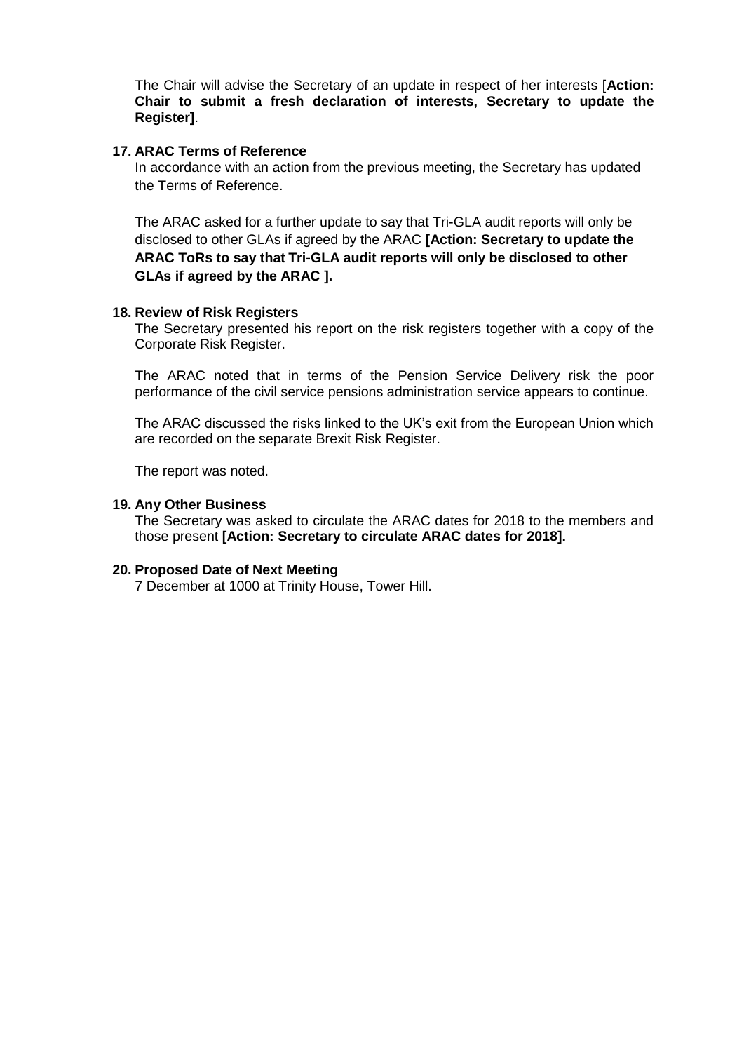The Chair will advise the Secretary of an update in respect of her interests [**Action: Chair to submit a fresh declaration of interests, Secretary to update the Register]**.

**17. ARAC Terms of Reference**

In accordance with an action from the previous meeting, the Secretary has updated the Terms of Reference.

The ARAC asked for a further update to say that Tri-GLA audit reports will only be disclosed to other GLAs if agreed by the ARAC **[Action: Secretary to update the ARAC ToRs to say that Tri-GLA audit reports will only be disclosed to other GLAs if agreed by the ARAC ].**

**18. Review of Risk Registers**

The Secretary presented his report on the risk registers together with a copy of the Corporate Risk Register.

The ARAC noted that in terms of the Pension Service Delivery risk the poor performance of the civil service pensions administration service appears to continue.

The ARAC discussed the risks linked to the UK's exit from the European Union which are recorded on the separate Brexit Risk Register.

The report was noted.

**19. Any Other Business**

The Secretary was asked to circulate the ARAC dates for 2018 to the members and those present **[Action: Secretary to circulate ARAC dates for 2018].**

**20. Proposed Date of Next Meeting**

7 December at 1000 at Trinity House, Tower Hill.